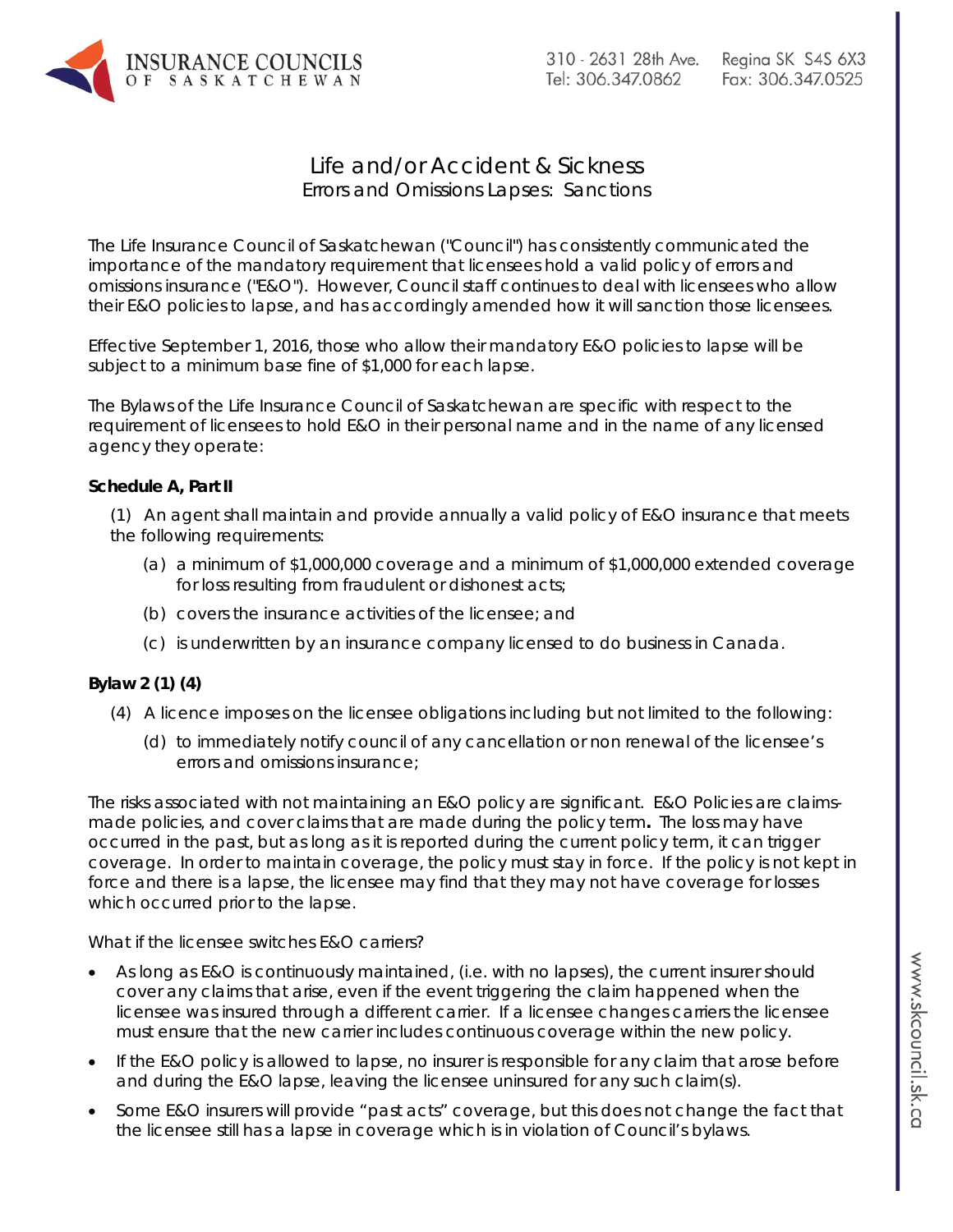# Life and/or Accident & Sickness

## Errors and Omissions Lapses: Sanctions

The Life Insurance Council of Saskatchewan ("Council") has consistently communicated the importance of the mandatory requirement that licensees hold a valid policy of errors and omissions insurance ("E&O"). However, Council staff continues to deal with licensees who allow their E&O policies to lapse, and has accordingly amended how it will sanction those licensees.

Effective September 1, 2016, those who allow their mandatory E&O policies to lapse will be subject to a minimum base fine of $1,000 for each lapse.

The Bylaws of the Life Insurance Council of Saskatchewan are specific with respect to the requirement of licensees to hold E&O in their personal name and in the name of any licensed agency they operate:

**Schedule A, Part II**

(1) An agent shall maintain and provide annually a valid policy of E&O insurance that meets the following requirements:

- (a) a minimum of $1,000,000 coverage and a minimum of $1,000,000 extended coverage for loss resulting from fraudulent or dishonest acts;
- (b) covers the insurance activities of the licensee; and
- (c) is underwritten by an insurance company licensed to do business in Canada.

**Bylaw 2 (1) (4)**

(4) A licence imposes on the licensee obligations including but not limited to the following:

- (d) to immediately notify council of any cancellation or non renewal of the licensee's errors and omissions insurance;

The risks associated with not maintaining an E&O policy are significant. E&O Policies are claims-made policies, and cover claims that are made during the policy term**.** The loss may have occurred in the past, but as long as it is reported during the current policy term, it can trigger coverage. In order to maintain coverage, the policy must stay in force. If the policy is not kept in force and there is a lapse, the licensee may find that they may not have coverage for losses which occurred prior to the lapse.

What if the licensee switches E&O carriers?

- As long as E&O is continuously maintained, (i.e. with no lapses), the current insurer should cover any claims that arise, even if the event triggering the claim happened when the licensee was insured through a different carrier. If a licensee changes carriers the licensee must ensure that the new carrier includes continuous coverage within the new policy.
- If the E&O policy is allowed to lapse, no insurer is responsible for any claim that arose before and during the E&O lapse, leaving the licensee uninsured for any such claim(s).
- Some E&O insurers will provide "past acts" coverage, but this does not change the fact that the licensee still has a lapse in coverage which is in violation of Council's bylaws.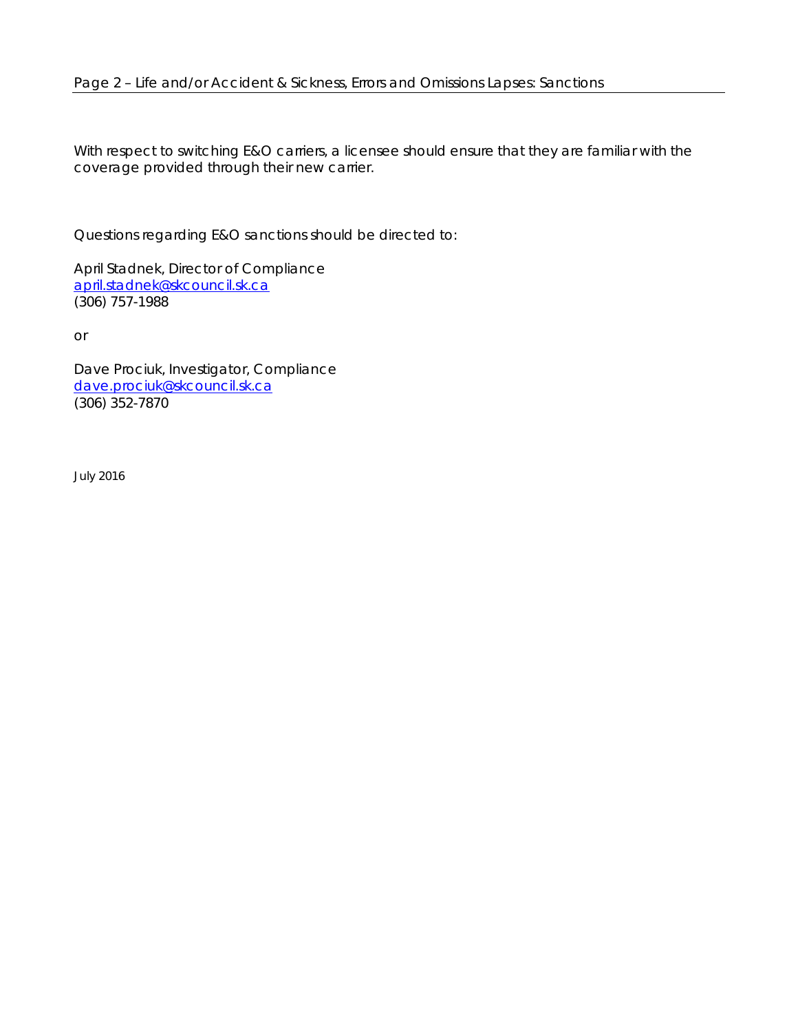With respect to switching E&O carriers, a licensee should ensure that they are familiar with the coverage provided through their new carrier.

Questions regarding E&O sanctions should be directed to:

April Stadnek, Director of Compliance
april.stadnek@skcouncil.sk.ca
(306) 757-1988

or

Dave Prociuk, Investigator, Compliance
dave.prociuk@skcouncil.sk.ca
(306) 352-7870

July 2016